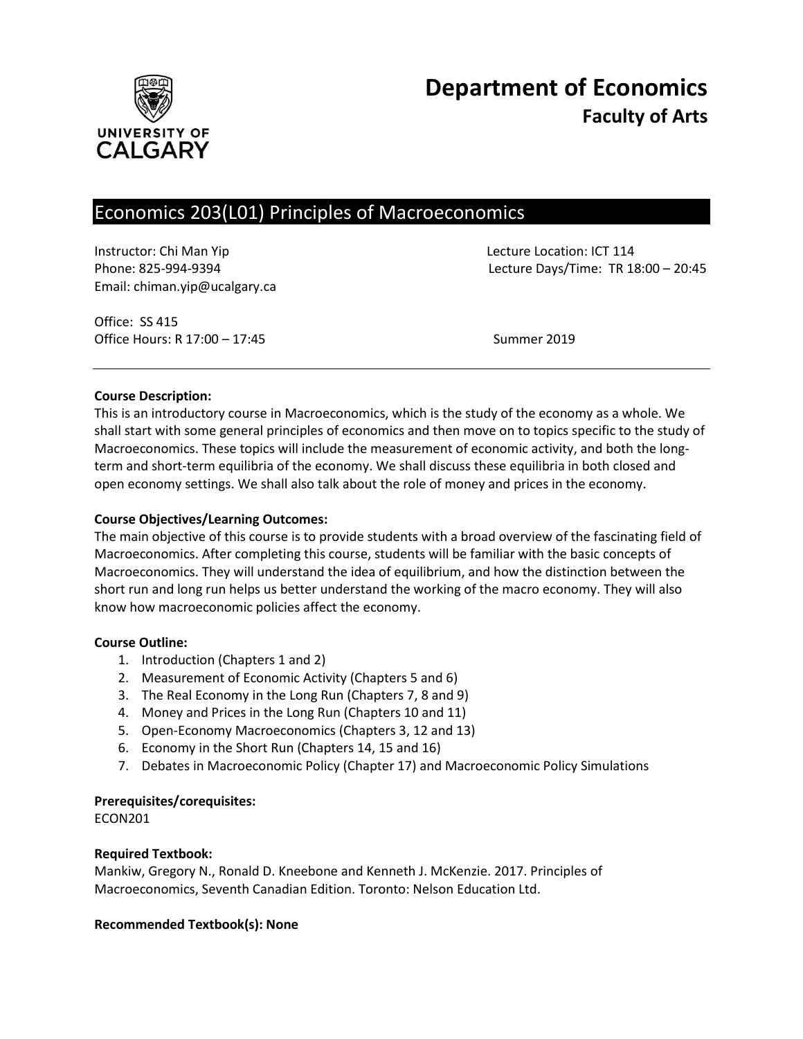# Department of Economics

## Faculty of Arts

## Economics 203(L01) Principles of Macroeconomics

Instructor: Chi Man Yip
Phone: 825-994-9394
Email: chiman.yip@ucalgary.ca

Lecture Location: ICT 114
Lecture Days/Time: TR 18:00 – 20:45

Office: SS 415
Office Hours: R 17:00 – 17:45

Summer 2019

---

**Course Description:**
This is an introductory course in Macroeconomics, which is the study of the economy as a whole. We shall start with some general principles of economics and then move on to topics specific to the study of Macroeconomics. These topics will include the measurement of economic activity, and both the long-term and short-term equilibria of the economy. We shall discuss these equilibria in both closed and open economy settings. We shall also talk about the role of money and prices in the economy.

**Course Objectives/Learning Outcomes:**
The main objective of this course is to provide students with a broad overview of the fascinating field of Macroeconomics. After completing this course, students will be familiar with the basic concepts of Macroeconomics. They will understand the idea of equilibrium, and how the distinction between the short run and long run helps us better understand the working of the macro economy. They will also know how macroeconomic policies affect the economy.

**Course Outline:**

1. Introduction (Chapters 1 and 2)
2. Measurement of Economic Activity (Chapters 5 and 6)
3. The Real Economy in the Long Run (Chapters 7, 8 and 9)
4. Money and Prices in the Long Run (Chapters 10 and 11)
5. Open-Economy Macroeconomics (Chapters 3, 12 and 13)
6. Economy in the Short Run (Chapters 14, 15 and 16)
7. Debates in Macroeconomic Policy (Chapter 17) and Macroeconomic Policy Simulations

**Prerequisites/corequisites:**
ECON201

**Required Textbook:**
Mankiw, Gregory N., Ronald D. Kneebone and Kenneth J. McKenzie. 2017. Principles of Macroeconomics, Seventh Canadian Edition. Toronto: Nelson Education Ltd.

**Recommended Textbook(s): None**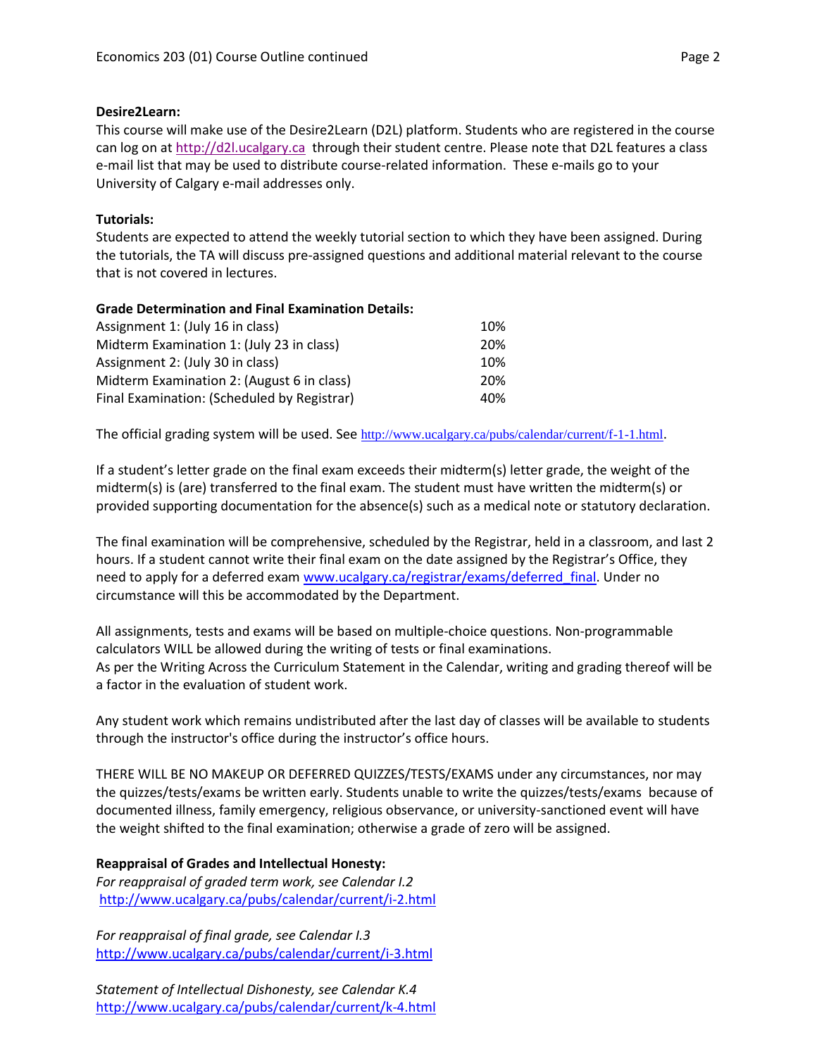**Desire2Learn:**
This course will make use of the Desire2Learn (D2L) platform. Students who are registered in the course can log on at http://d2l.ucalgary.ca through their student centre. Please note that D2L features a class e-mail list that may be used to distribute course-related information. These e-mails go to your University of Calgary e-mail addresses only.

**Tutorials:**
Students are expected to attend the weekly tutorial section to which they have been assigned. During the tutorials, the TA will discuss pre-assigned questions and additional material relevant to the course that is not covered in lectures.

**Grade Determination and Final Examination Details:**

| | |
|---|---|
| Assignment 1: (July 16 in class) | 10% |
| Midterm Examination 1: (July 23 in class) | 20% |
| Assignment 2: (July 30 in class) | 10% |
| Midterm Examination 2: (August 6 in class) | 20% |
| Final Examination: (Scheduled by Registrar) | 40% |

The official grading system will be used. See http://www.ucalgary.ca/pubs/calendar/current/f-1-1.html.

If a student's letter grade on the final exam exceeds their midterm(s) letter grade, the weight of the midterm(s) is (are) transferred to the final exam. The student must have written the midterm(s) or provided supporting documentation for the absence(s) such as a medical note or statutory declaration.

The final examination will be comprehensive, scheduled by the Registrar, held in a classroom, and last 2 hours. If a student cannot write their final exam on the date assigned by the Registrar's Office, they need to apply for a deferred exam www.ucalgary.ca/registrar/exams/deferred_final. Under no circumstance will this be accommodated by the Department.

All assignments, tests and exams will be based on multiple-choice questions. Non-programmable calculators WILL be allowed during the writing of tests or final examinations.
As per the Writing Across the Curriculum Statement in the Calendar, writing and grading thereof will be a factor in the evaluation of student work.

Any student work which remains undistributed after the last day of classes will be available to students through the instructor's office during the instructor's office hours.

THERE WILL BE NO MAKEUP OR DEFERRED QUIZZES/TESTS/EXAMS under any circumstances, nor may the quizzes/tests/exams be written early. Students unable to write the quizzes/tests/exams because of documented illness, family emergency, religious observance, or university-sanctioned event will have the weight shifted to the final examination; otherwise a grade of zero will be assigned.

**Reappraisal of Grades and Intellectual Honesty:**

*For reappraisal of graded term work, see Calendar I.2*
http://www.ucalgary.ca/pubs/calendar/current/i-2.html

*For reappraisal of final grade, see Calendar I.3*
http://www.ucalgary.ca/pubs/calendar/current/i-3.html

*Statement of Intellectual Dishonesty, see Calendar K.4*
http://www.ucalgary.ca/pubs/calendar/current/k-4.html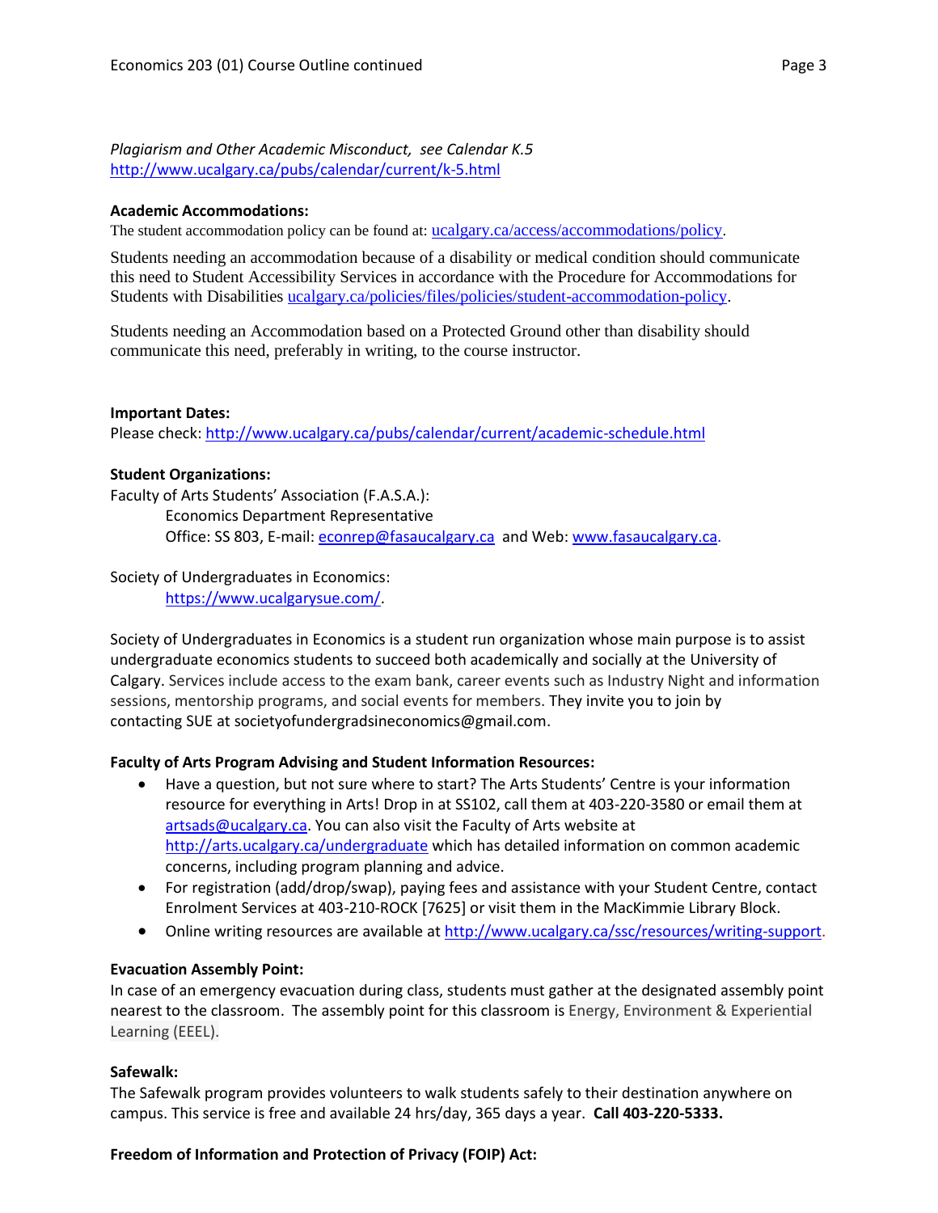*Plagiarism and Other Academic Misconduct, see Calendar K.5*
http://www.ucalgary.ca/pubs/calendar/current/k-5.html

**Academic Accommodations:**
The student accommodation policy can be found at: ucalgary.ca/access/accommodations/policy.

Students needing an accommodation because of a disability or medical condition should communicate this need to Student Accessibility Services in accordance with the Procedure for Accommodations for Students with Disabilities ucalgary.ca/policies/files/policies/student-accommodation-policy.

Students needing an Accommodation based on a Protected Ground other than disability should communicate this need, preferably in writing, to the course instructor.

**Important Dates:**
Please check: http://www.ucalgary.ca/pubs/calendar/current/academic-schedule.html

**Student Organizations:**
Faculty of Arts Students' Association (F.A.S.A.):
Economics Department Representative
Office: SS 803, E-mail: econrep@fasaucalgary.ca and Web: www.fasaucalgary.ca.

Society of Undergraduates in Economics:
https://www.ucalgarysue.com/.

Society of Undergraduates in Economics is a student run organization whose main purpose is to assist undergraduate economics students to succeed both academically and socially at the University of Calgary. Services include access to the exam bank, career events such as Industry Night and information sessions, mentorship programs, and social events for members. They invite you to join by contacting SUE at societyofundergradsineconomics@gmail.com.

**Faculty of Arts Program Advising and Student Information Resources:**

- Have a question, but not sure where to start? The Arts Students' Centre is your information resource for everything in Arts! Drop in at SS102, call them at 403-220-3580 or email them at artsads@ucalgary.ca. You can also visit the Faculty of Arts website at http://arts.ucalgary.ca/undergraduate which has detailed information on common academic concerns, including program planning and advice.
- For registration (add/drop/swap), paying fees and assistance with your Student Centre, contact Enrolment Services at 403-210-ROCK [7625] or visit them in the MacKimmie Library Block.
- Online writing resources are available at http://www.ucalgary.ca/ssc/resources/writing-support.

**Evacuation Assembly Point:**
In case of an emergency evacuation during class, students must gather at the designated assembly point nearest to the classroom. The assembly point for this classroom is Energy, Environment & Experiential Learning (EEEL).

**Safewalk:**
The Safewalk program provides volunteers to walk students safely to their destination anywhere on campus. This service is free and available 24 hrs/day, 365 days a year. **Call 403-220-5333.**

**Freedom of Information and Protection of Privacy (FOIP) Act:**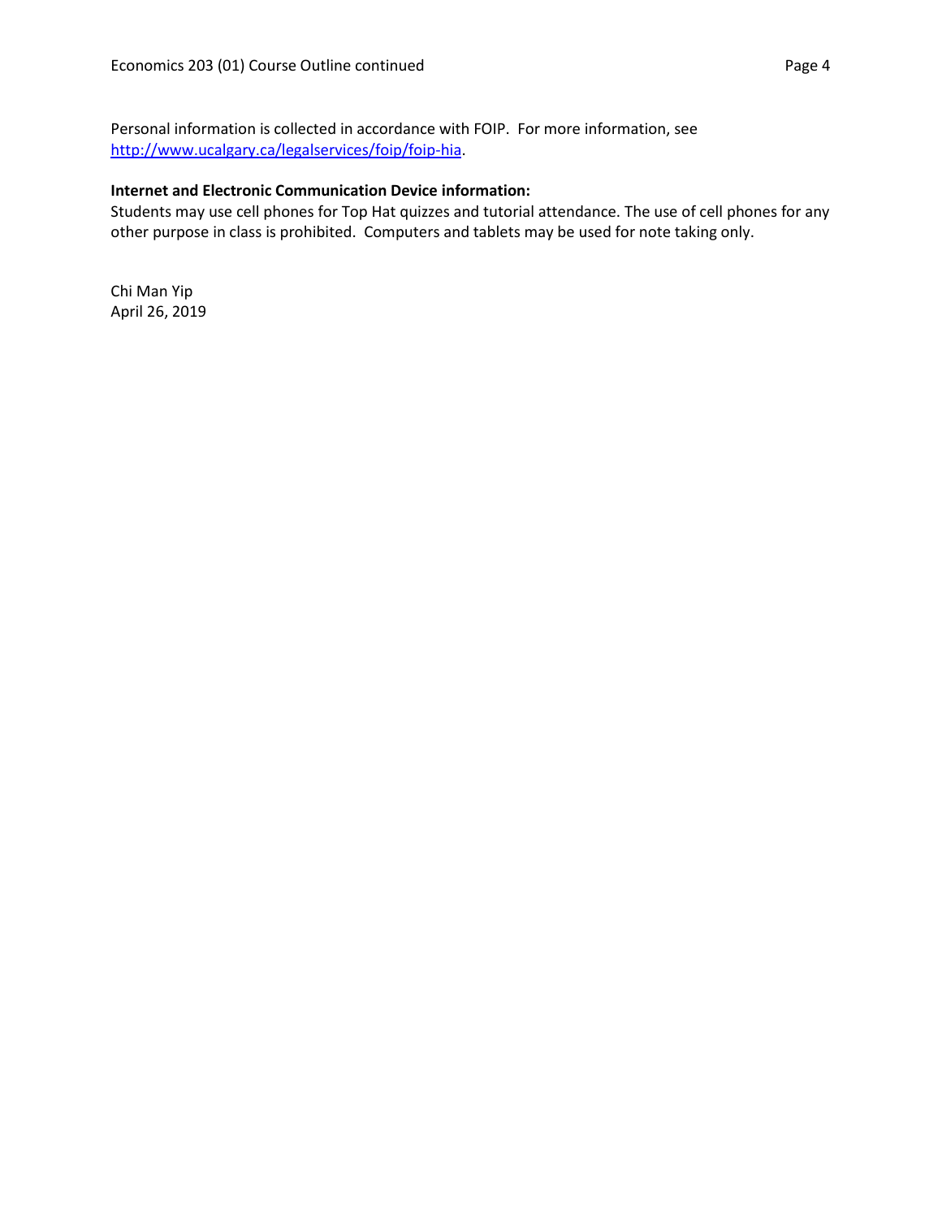Personal information is collected in accordance with FOIP. For more information, see http://www.ucalgary.ca/legalservices/foip/foip-hia.

**Internet and Electronic Communication Device information:**
Students may use cell phones for Top Hat quizzes and tutorial attendance. The use of cell phones for any other purpose in class is prohibited. Computers and tablets may be used for note taking only.

Chi Man Yip
April 26, 2019